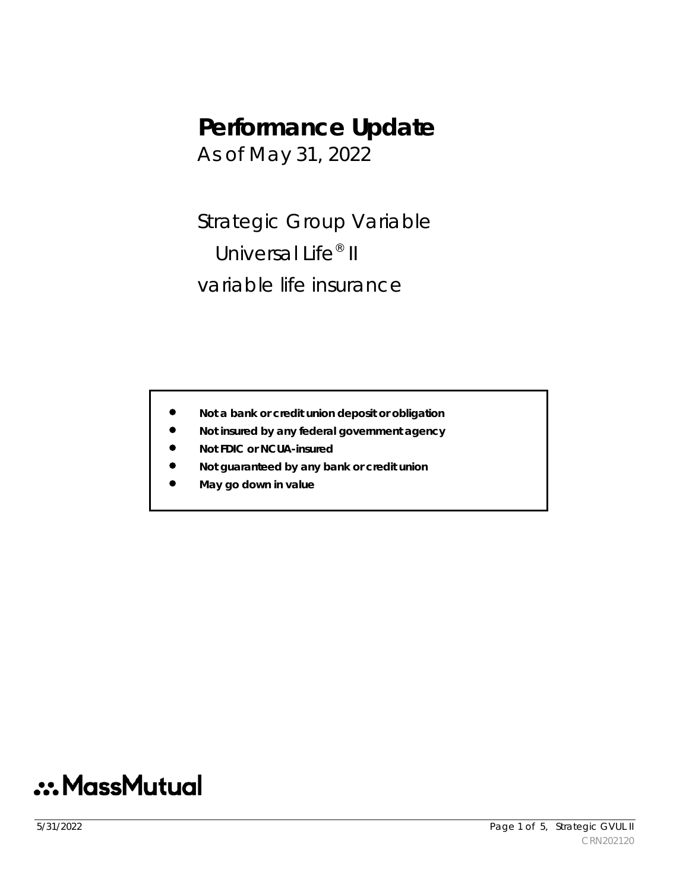# Performance Update

As of May 31, 2022

Strategic Group Variable Universal Life® II

variable life insurance

- **Not a bank or credit union deposit or obligation**
- **Not insured by any federal government agency**
- **Not FDIC or NCUA-insured**
- **Not guaranteed by any bank or credit union**
- **May go down in value**

MassMutual

CRN202120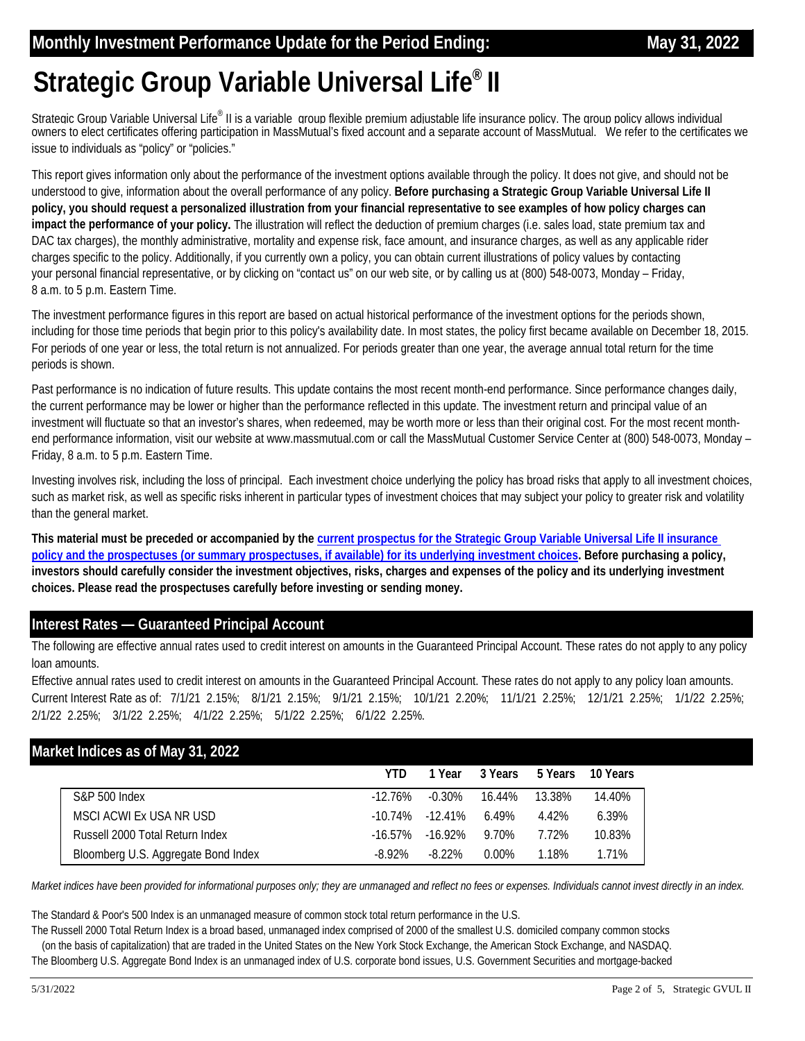## Monthly Investment Performance Update for the Period Ending: May 31, 2022

# Strategic Group Variable Universal Life® II

Strategic Group Variable Universal Life® II is a variable group flexible premium adjustable life insurance policy. The group policy allows individual owners to elect certificates offering participation in MassMutual's fixed account and a separate account of MassMutual. We refer to the certificates we issue to individuals as "policy" or "policies."

This report gives information only about the performance of the investment options available through the policy. It does not give, and should not be understood to give, information about the overall performance of any policy. **Before purchasing a Strategic Group Variable Universal Life II policy, you should request a personalized illustration from your financial representative to see examples of how policy charges can impact the performance of your policy.** The illustration will reflect the deduction of premium charges (i.e. sales load, state premium tax and DAC tax charges), the monthly administrative, mortality and expense risk, face amount, and insurance charges, as well as any applicable rider charges specific to the policy. Additionally, if you currently own a policy, you can obtain current illustrations of policy values by contacting your personal financial representative, or by clicking on "contact us" on our web site, or by calling us at (800) 548-0073, Monday – Friday, 8 a.m. to 5 p.m. Eastern Time.

The investment performance figures in this report are based on actual historical performance of the investment options for the periods shown, including for those time periods that begin prior to this policy's availability date. In most states, the policy first became available on December 18, 2015. For periods of one year or less, the total return is not annualized. For periods greater than one year, the average annual total return for the time periods is shown.

Past performance is no indication of future results. This update contains the most recent month-end performance. Since performance changes daily, the current performance may be lower or higher than the performance reflected in this update. The investment return and principal value of an investment will fluctuate so that an investor's shares, when redeemed, may be worth more or less than their original cost. For the most recent month-end performance information, visit our website at www.massmutual.com or call the MassMutual Customer Service Center at (800) 548-0073, Monday – Friday, 8 a.m. to 5 p.m. Eastern Time.

Investing involves risk, including the loss of principal. Each investment choice underlying the policy has broad risks that apply to all investment choices, such as market risk, as well as specific risks inherent in particular types of investment choices that may subject your policy to greater risk and volatility than the general market.

**This material must be preceded or accompanied by the current prospectus for the Strategic Group Variable Universal Life II insurance policy and the prospectuses (or summary prospectuses, if available) for its underlying investment choices. Before purchasing a policy, investors should carefully consider the investment objectives, risks, charges and expenses of the policy and its underlying investment choices. Please read the prospectuses carefully before investing or sending money.**

## Interest Rates — Guaranteed Principal Account

The following are effective annual rates used to credit interest on amounts in the Guaranteed Principal Account. These rates do not apply to any policy loan amounts.

Effective annual rates used to credit interest on amounts in the Guaranteed Principal Account. These rates do not apply to any policy loan amounts.

Current Interest Rate as of: 7/1/21 2.15%; 8/1/21 2.15%; 9/1/21 2.15%; 10/1/21 2.20%; 11/1/21 2.25%; 12/1/21 2.25%; 1/1/22 2.25%; 2/1/22 2.25%; 3/1/22 2.25%; 4/1/22 2.25%; 5/1/22 2.25%; 6/1/22 2.25%.

## Market Indices as of May 31, 2022

| | YTD | 1 Year | 3 Years | 5 Years | 10 Years |
|---|---|---|---|---|---|
| S&P 500 Index | -12.76% | -0.30% | 16.44% | 13.38% | 14.40% |
| MSCI ACWI Ex USA NR USD | -10.74% | -12.41% | 6.49% | 4.42% | 6.39% |
| Russell 2000 Total Return Index | -16.57% | -16.92% | 9.70% | 7.72% | 10.83% |
| Bloomberg U.S. Aggregate Bond Index | -8.92% | -8.22% | 0.00% | 1.18% | 1.71% |

*Market indices have been provided for informational purposes only; they are unmanaged and reflect no fees or expenses. Individuals cannot invest directly in an index.*

The Standard & Poor's 500 Index is an unmanaged measure of common stock total return performance in the U.S.

The Russell 2000 Total Return Index is a broad based, unmanaged index comprised of 2000 of the smallest U.S. domiciled company common stocks (on the basis of capitalization) that are traded in the United States on the New York Stock Exchange, the American Stock Exchange, and NASDAQ.

The Bloomberg U.S. Aggregate Bond Index is an unmanaged index of U.S. corporate bond issues, U.S. Government Securities and mortgage-backed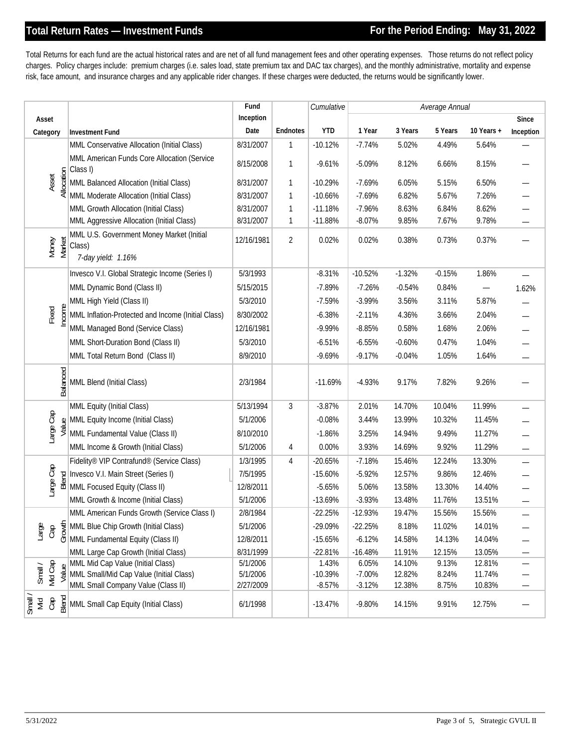## Total Return Rates — Investment Funds

**For the Period Ending: May 31, 2022**

Total Returns for each fund are the actual historical rates and are net of all fund management fees and other operating expenses. Those returns do not reflect policy charges. Policy charges include: premium charges (i.e. sales load, state premium tax and DAC tax charges), and the monthly administrative, mortality and expense risk, face amount, and insurance charges and any applicable rider changes. If these charges were deducted, the returns would be significantly lower.

| Asset Category | Investment Fund | Fund Inception Date | Endnotes | *Cumulative* YTD | *Average Annual* 1 Year | 3 Years | 5 Years | 10 Years + | Since Inception |
|---|---|---|---|---|---|---|---|---|---|
| Asset Allocation | MML Conservative Allocation (Initial Class) | 8/31/2007 | 1 | -10.12% | -7.74% | 5.02% | 4.49% | 5.64% | — |
| | MML American Funds Core Allocation (Service Class I) | 8/15/2008 | 1 | -9.61% | -5.09% | 8.12% | 6.66% | 8.15% | — |
| | MML Balanced Allocation (Initial Class) | 8/31/2007 | 1 | -10.29% | -7.69% | 6.05% | 5.15% | 6.50% | — |
| | MML Moderate Allocation (Initial Class) | 8/31/2007 | 1 | -10.66% | -7.69% | 6.82% | 5.67% | 7.26% | — |
| | MML Growth Allocation (Initial Class) | 8/31/2007 | 1 | -11.18% | -7.96% | 8.63% | 6.84% | 8.62% | — |
| | MML Aggressive Allocation (Initial Class) | 8/31/2007 | 1 | -11.88% | -8.07% | 9.85% | 7.67% | 9.78% | — |
| Money Market | MML U.S. Government Money Market (Initial Class)<br>*7-day yield: 1.16%* | 12/16/1981 | 2 | 0.02% | 0.02% | 0.38% | 0.73% | 0.37% | — |
| Fixed Income | Invesco V.I. Global Strategic Income (Series I) | 5/3/1993 | | -8.31% | -10.52% | -1.32% | -0.15% | 1.86% | — |
| | MML Dynamic Bond (Class II) | 5/15/2015 | | -7.89% | -7.26% | -0.54% | 0.84% | — | 1.62% |
| | MML High Yield (Class II) | 5/3/2010 | | -7.59% | -3.99% | 3.56% | 3.11% | 5.87% | — |
| | MML Inflation-Protected and Income (Initial Class) | 8/30/2002 | | -6.38% | -2.11% | 4.36% | 3.66% | 2.04% | — |
| | MML Managed Bond (Service Class) | 12/16/1981 | | -9.99% | -8.85% | 0.58% | 1.68% | 2.06% | — |
| | MML Short-Duration Bond (Class II) | 5/3/2010 | | -6.51% | -6.55% | -0.60% | 0.47% | 1.04% | — |
| | MML Total Return Bond (Class II) | 8/9/2010 | | -9.69% | -9.17% | -0.04% | 1.05% | 1.64% | — |
| Balanced | MML Blend (Initial Class) | 2/3/1984 | | -11.69% | -4.93% | 9.17% | 7.82% | 9.26% | — |
| Large Cap Value | MML Equity (Initial Class) | 5/13/1994 | 3 | -3.87% | 2.01% | 14.70% | 10.04% | 11.99% | — |
| | MML Equity Income (Initial Class) | 5/1/2006 | | -0.08% | 3.44% | 13.99% | 10.32% | 11.45% | — |
| | MML Fundamental Value (Class II) | 8/10/2010 | | -1.86% | 3.25% | 14.94% | 9.49% | 11.27% | — |
| | MML Income & Growth (Initial Class) | 5/1/2006 | 4 | 0.00% | 3.93% | 14.69% | 9.92% | 11.29% | — |
| Large Cap Blend | Fidelity® VIP Contrafund® (Service Class) | 1/3/1995 | 4 | -20.65% | -7.18% | 15.46% | 12.24% | 13.30% | — |
| | Invesco V.I. Main Street (Series I) | 7/5/1995 | | -15.60% | -5.92% | 12.57% | 9.86% | 12.46% | — |
| | MML Focused Equity (Class II) | 12/8/2011 | | -5.65% | 5.06% | 13.58% | 13.30% | 14.40% | — |
| | MML Growth & Income (Initial Class) | 5/1/2006 | | -13.69% | -3.93% | 13.48% | 11.76% | 13.51% | — |
| Large Cap Growth | MML American Funds Growth (Service Class I) | 2/8/1984 | | -22.25% | -12.93% | 19.47% | 15.56% | 15.56% | — |
| | MML Blue Chip Growth (Initial Class) | 5/1/2006 | | -29.09% | -22.25% | 8.18% | 11.02% | 14.01% | — |
| | MML Fundamental Equity (Class II) | 12/8/2011 | | -15.65% | -6.12% | 14.58% | 14.13% | 14.04% | — |
| | MML Large Cap Growth (Initial Class) | 8/31/1999 | | -22.81% | -16.48% | 11.91% | 12.15% | 13.05% | — |
| Small / Mid Cap Value | MML Mid Cap Value (Initial Class) | 5/1/2006 | | 1.43% | 6.05% | 14.10% | 9.13% | 12.81% | — |
| | MML Small/Mid Cap Value (Initial Class) | 5/1/2006 | | -10.39% | -7.00% | 12.82% | 8.24% | 11.74% | — |
| | MML Small Company Value (Class II) | 2/27/2009 | | -8.57% | -3.12% | 12.38% | 8.75% | 10.83% | — |
| Small / Mid Cap Blend | MML Small Cap Equity (Initial Class) | 6/1/1998 | | -13.47% | -9.80% | 14.15% | 9.91% | 12.75% | — |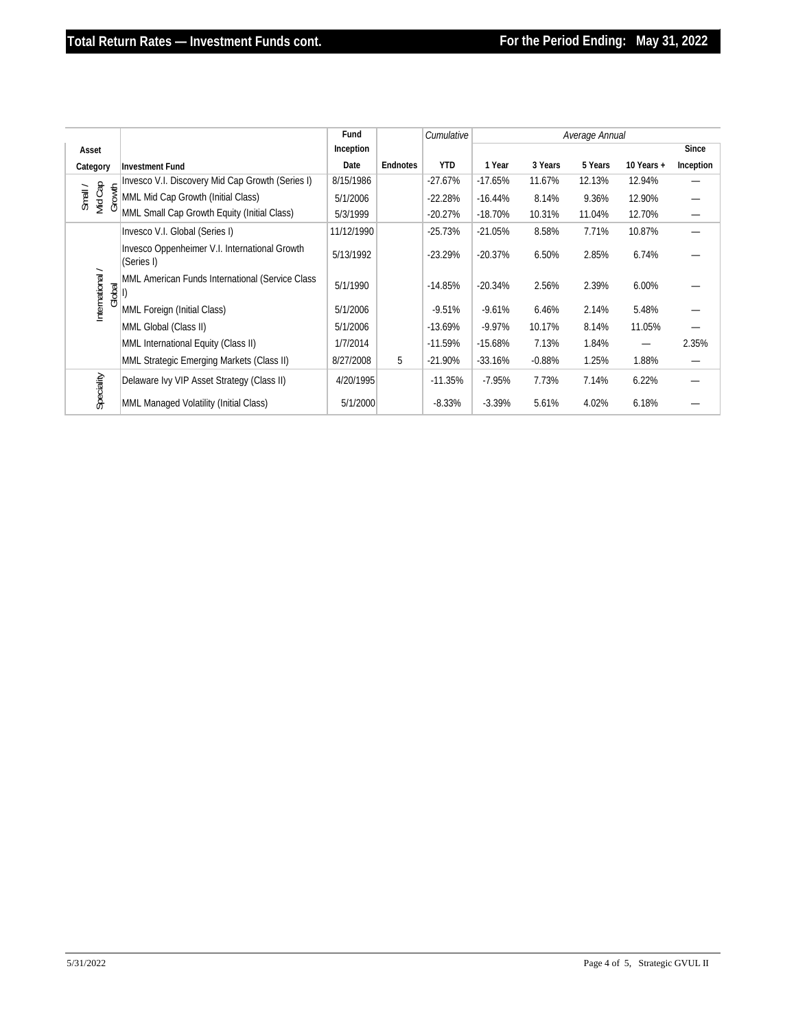## Total Return Rates — Investment Funds cont.

**For the Period Ending: May 31, 2022**

| Asset Category | Investment Fund | Fund Inception Date | Endnotes | *Cumulative* YTD | *Average Annual* 1 Year | 3 Years | 5 Years | 10 Years + | Since Inception |
|---|---|---|---|---|---|---|---|---|---|
| Small / Mid Cap Growth | Invesco V.I. Discovery Mid Cap Growth (Series I) | 8/15/1986 | | -27.67% | -17.65% | 11.67% | 12.13% | 12.94% | — |
| | MML Mid Cap Growth (Initial Class) | 5/1/2006 | | -22.28% | -16.44% | 8.14% | 9.36% | 12.90% | — |
| | MML Small Cap Growth Equity (Initial Class) | 5/3/1999 | | -20.27% | -18.70% | 10.31% | 11.04% | 12.70% | — |
| International / Global | Invesco V.I. Global (Series I) | 11/12/1990 | | -25.73% | -21.05% | 8.58% | 7.71% | 10.87% | — |
| | Invesco Oppenheimer V.I. International Growth (Series I) | 5/13/1992 | | -23.29% | -20.37% | 6.50% | 2.85% | 6.74% | — |
| | MML American Funds International (Service Class I) | 5/1/1990 | | -14.85% | -20.34% | 2.56% | 2.39% | 6.00% | — |
| | MML Foreign (Initial Class) | 5/1/2006 | | -9.51% | -9.61% | 6.46% | 2.14% | 5.48% | — |
| | MML Global (Class II) | 5/1/2006 | | -13.69% | -9.97% | 10.17% | 8.14% | 11.05% | — |
| | MML International Equity (Class II) | 1/7/2014 | | -11.59% | -15.68% | 7.13% | 1.84% | — | 2.35% |
| | MML Strategic Emerging Markets (Class II) | 8/27/2008 | 5 | -21.90% | -33.16% | -0.88% | 1.25% | 1.88% | — |
| Specialty | Delaware Ivy VIP Asset Strategy (Class II) | 4/20/1995 | | -11.35% | -7.95% | 7.73% | 7.14% | 6.22% | — |
| | MML Managed Volatility (Initial Class) | 5/1/2000 | | -8.33% | -3.39% | 5.61% | 4.02% | 6.18% | — |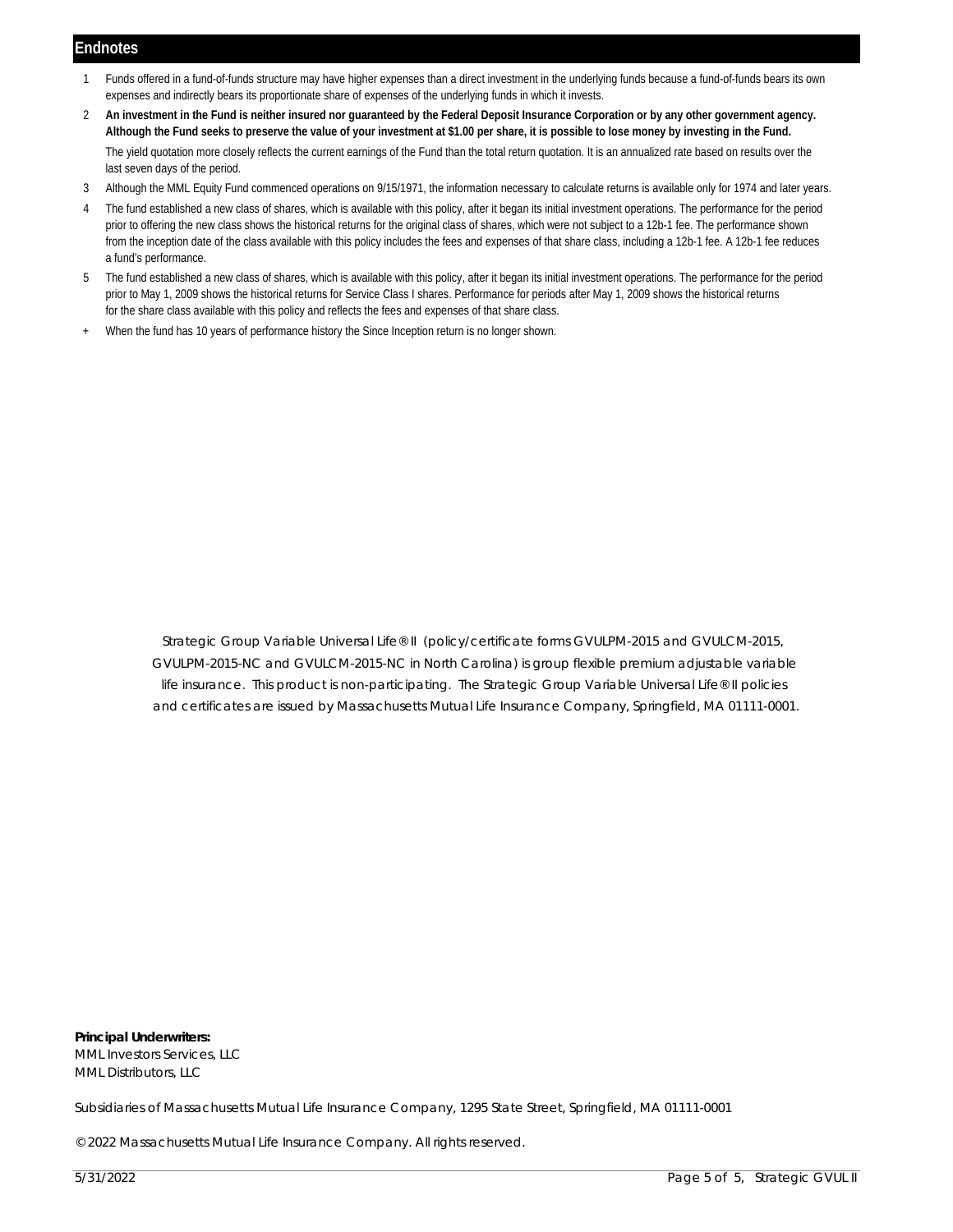## Endnotes

1. Funds offered in a fund-of-funds structure may have higher expenses than a direct investment in the underlying funds because a fund-of-funds bears its own expenses and indirectly bears its proportionate share of expenses of the underlying funds in which it invests.
2. **An investment in the Fund is neither insured nor guaranteed by the Federal Deposit Insurance Corporation or by any other government agency. Although the Fund seeks to preserve the value of your investment at $1.00 per share, it is possible to lose money by investing in the Fund.**

   The yield quotation more closely reflects the current earnings of the Fund than the total return quotation. It is an annualized rate based on results over the last seven days of the period.
3. Although the MML Equity Fund commenced operations on 9/15/1971, the information necessary to calculate returns is available only for 1974 and later years.
4. The fund established a new class of shares, which is available with this policy, after it began its initial investment operations. The performance for the period prior to offering the new class shows the historical returns for the original class of shares, which were not subject to a 12b-1 fee. The performance shown from the inception date of the class available with this policy includes the fees and expenses of that share class, including a 12b-1 fee. A 12b-1 fee reduces a fund's performance.
5. The fund established a new class of shares, which is available with this policy, after it began its initial investment operations. The performance for the period prior to May 1, 2009 shows the historical returns for Service Class I shares. Performance for periods after May 1, 2009 shows the historical returns for the share class available with this policy and reflects the fees and expenses of that share class.

\+ When the fund has 10 years of performance history the Since Inception return is no longer shown.

*Strategic Group Variable Universal Life® II (policy/certificate forms GVULPM-2015 and GVULCM-2015, GVULPM-2015-NC and GVULCM-2015-NC in North Carolina) is group flexible premium adjustable variable life insurance. This product is non-participating. The Strategic Group Variable Universal Life® II policies and certificates are issued by Massachusetts Mutual Life Insurance Company, Springfield, MA 01111-0001.*

**Principal Underwriters:**
MML Investors Services, LLC
MML Distributors, LLC

Subsidiaries of Massachusetts Mutual Life Insurance Company, 1295 State Street, Springfield, MA 01111-0001

© 2022 Massachusetts Mutual Life Insurance Company. All rights reserved.

5/31/2022